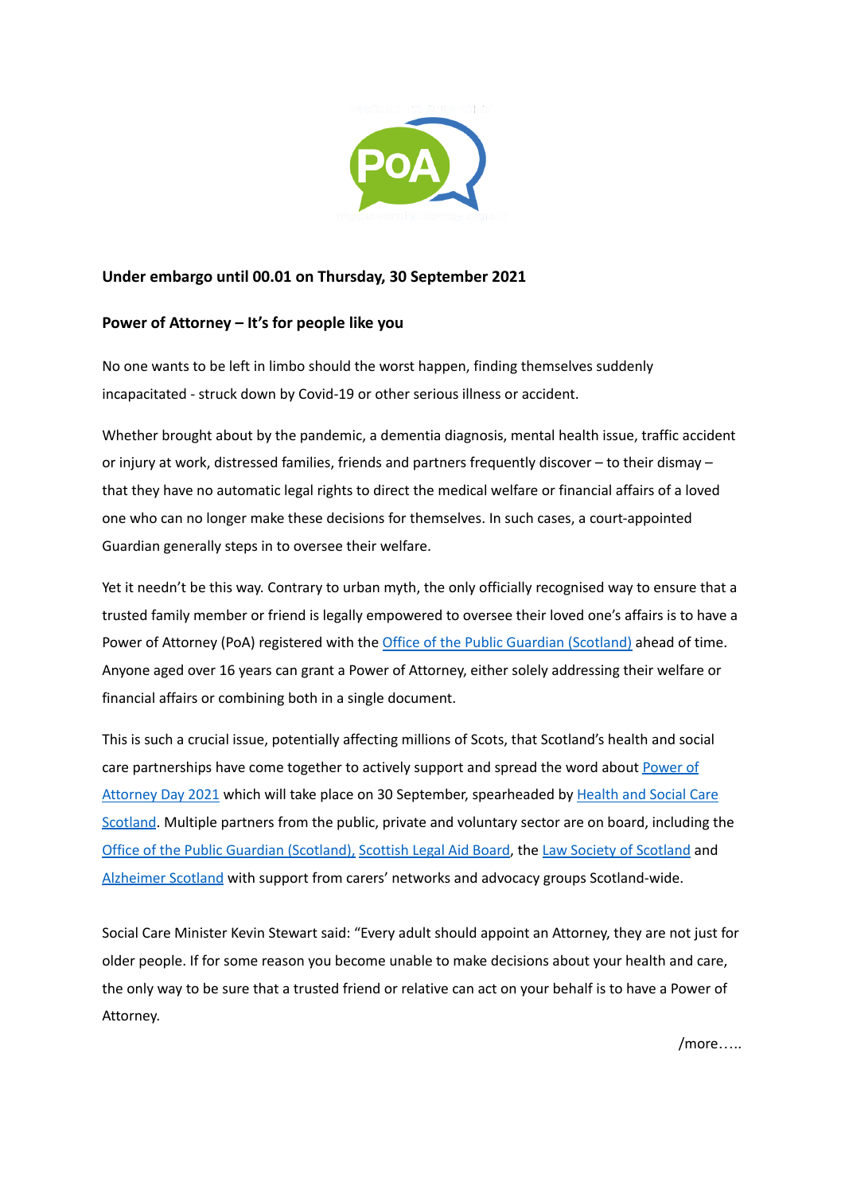**Under embargo until 00.01 on Thursday, 30 September 2021**

**Power of Attorney – It's for people like you**

No one wants to be left in limbo should the worst happen, finding themselves suddenly incapacitated - struck down by Covid-19 or other serious illness or accident.

Whether brought about by the pandemic, a dementia diagnosis, mental health issue, traffic accident or injury at work, distressed families, friends and partners frequently discover – to their dismay – that they have no automatic legal rights to direct the medical welfare or financial affairs of a loved one who can no longer make these decisions for themselves. In such cases, a court-appointed Guardian generally steps in to oversee their welfare.

Yet it needn't be this way. Contrary to urban myth, the only officially recognised way to ensure that a trusted family member or friend is legally empowered to oversee their loved one's affairs is to have a Power of Attorney (PoA) registered with the Office of the Public Guardian (Scotland) ahead of time. Anyone aged over 16 years can grant a Power of Attorney, either solely addressing their welfare or financial affairs or combining both in a single document.

This is such a crucial issue, potentially affecting millions of Scots, that Scotland's health and social care partnerships have come together to actively support and spread the word about Power of Attorney Day 2021 which will take place on 30 September, spearheaded by Health and Social Care Scotland. Multiple partners from the public, private and voluntary sector are on board, including the Office of the Public Guardian (Scotland), Scottish Legal Aid Board, the Law Society of Scotland and Alzheimer Scotland with support from carers' networks and advocacy groups Scotland-wide.

Social Care Minister Kevin Stewart said: "Every adult should appoint an Attorney, they are not just for older people. If for some reason you become unable to make decisions about your health and care, the only way to be sure that a trusted friend or relative can act on your behalf is to have a Power of Attorney.

/more…..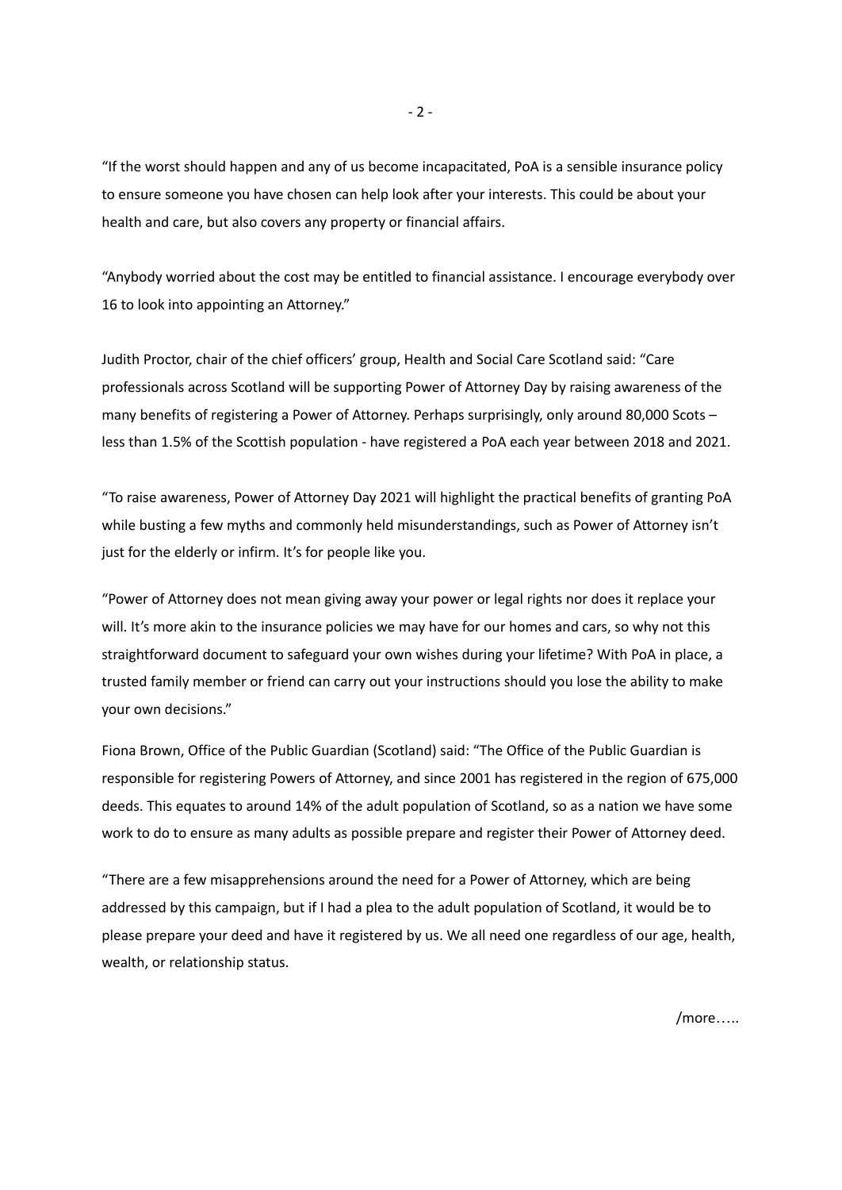"If the worst should happen and any of us become incapacitated, PoA is a sensible insurance policy to ensure someone you have chosen can help look after your interests. This could be about your health and care, but also covers any property or financial affairs.

"Anybody worried about the cost may be entitled to financial assistance. I encourage everybody over 16 to look into appointing an Attorney."

Judith Proctor, chair of the chief officers' group, Health and Social Care Scotland said: "Care professionals across Scotland will be supporting Power of Attorney Day by raising awareness of the many benefits of registering a Power of Attorney. Perhaps surprisingly, only around 80,000 Scots – less than 1.5% of the Scottish population - have registered a PoA each year between 2018 and 2021.

"To raise awareness, Power of Attorney Day 2021 will highlight the practical benefits of granting PoA while busting a few myths and commonly held misunderstandings, such as Power of Attorney isn't just for the elderly or infirm. It's for people like you.

"Power of Attorney does not mean giving away your power or legal rights nor does it replace your will. It's more akin to the insurance policies we may have for our homes and cars, so why not this straightforward document to safeguard your own wishes during your lifetime? With PoA in place, a trusted family member or friend can carry out your instructions should you lose the ability to make your own decisions."

Fiona Brown, Office of the Public Guardian (Scotland) said: "The Office of the Public Guardian is responsible for registering Powers of Attorney, and since 2001 has registered in the region of 675,000 deeds. This equates to around 14% of the adult population of Scotland, so as a nation we have some work to do to ensure as many adults as possible prepare and register their Power of Attorney deed.

"There are a few misapprehensions around the need for a Power of Attorney, which are being addressed by this campaign, but if I had a plea to the adult population of Scotland, it would be to please prepare your deed and have it registered by us. We all need one regardless of our age, health, wealth, or relationship status.

/more…..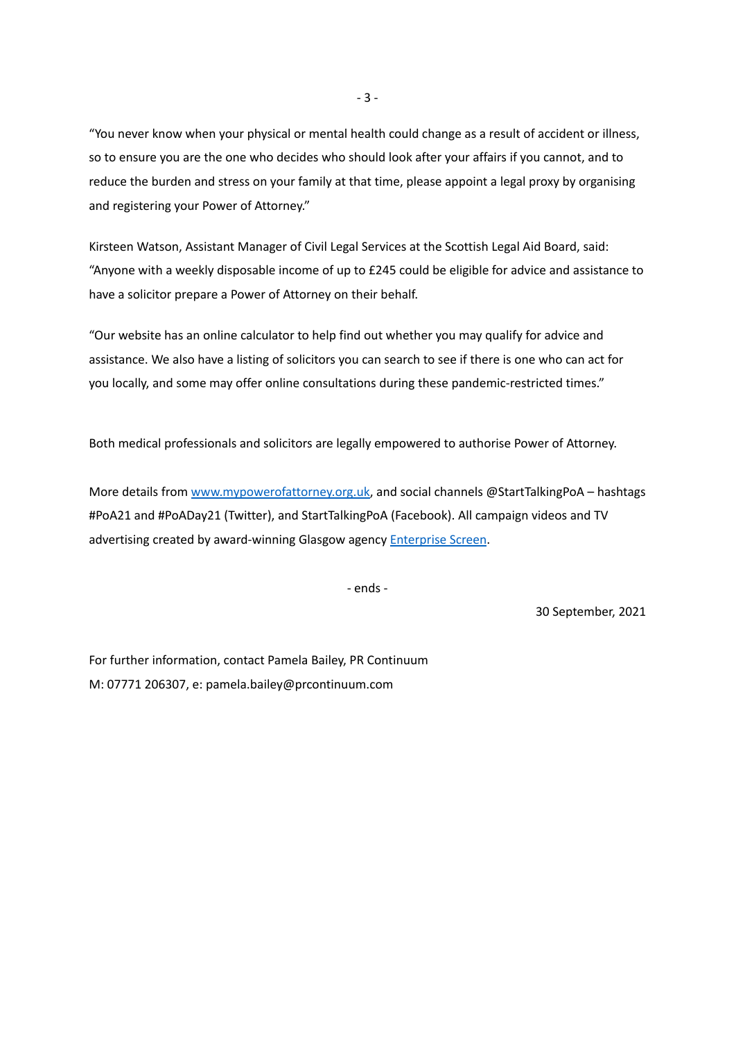"You never know when your physical or mental health could change as a result of accident or illness, so to ensure you are the one who decides who should look after your affairs if you cannot, and to reduce the burden and stress on your family at that time, please appoint a legal proxy by organising and registering your Power of Attorney."

Kirsteen Watson, Assistant Manager of Civil Legal Services at the Scottish Legal Aid Board, said: "Anyone with a weekly disposable income of up to £245 could be eligible for advice and assistance to have a solicitor prepare a Power of Attorney on their behalf.

"Our website has an online calculator to help find out whether you may qualify for advice and assistance. We also have a listing of solicitors you can search to see if there is one who can act for you locally, and some may offer online consultations during these pandemic-restricted times."

Both medical professionals and solicitors are legally empowered to authorise Power of Attorney.

More details from [www.mypowerofattorney.org.uk](http://www.mypowerofattorney.org.uk), and social channels @StartTalkingPoA – hashtags #PoA21 and #PoADay21 (Twitter), and StartTalkingPoA (Facebook). All campaign videos and TV advertising created by award-winning Glasgow agency Enterprise Screen.

- ends -

30 September, 2021

For further information, contact Pamela Bailey, PR Continuum
M: 07771 206307, e: pamela.bailey@prcontinuum.com